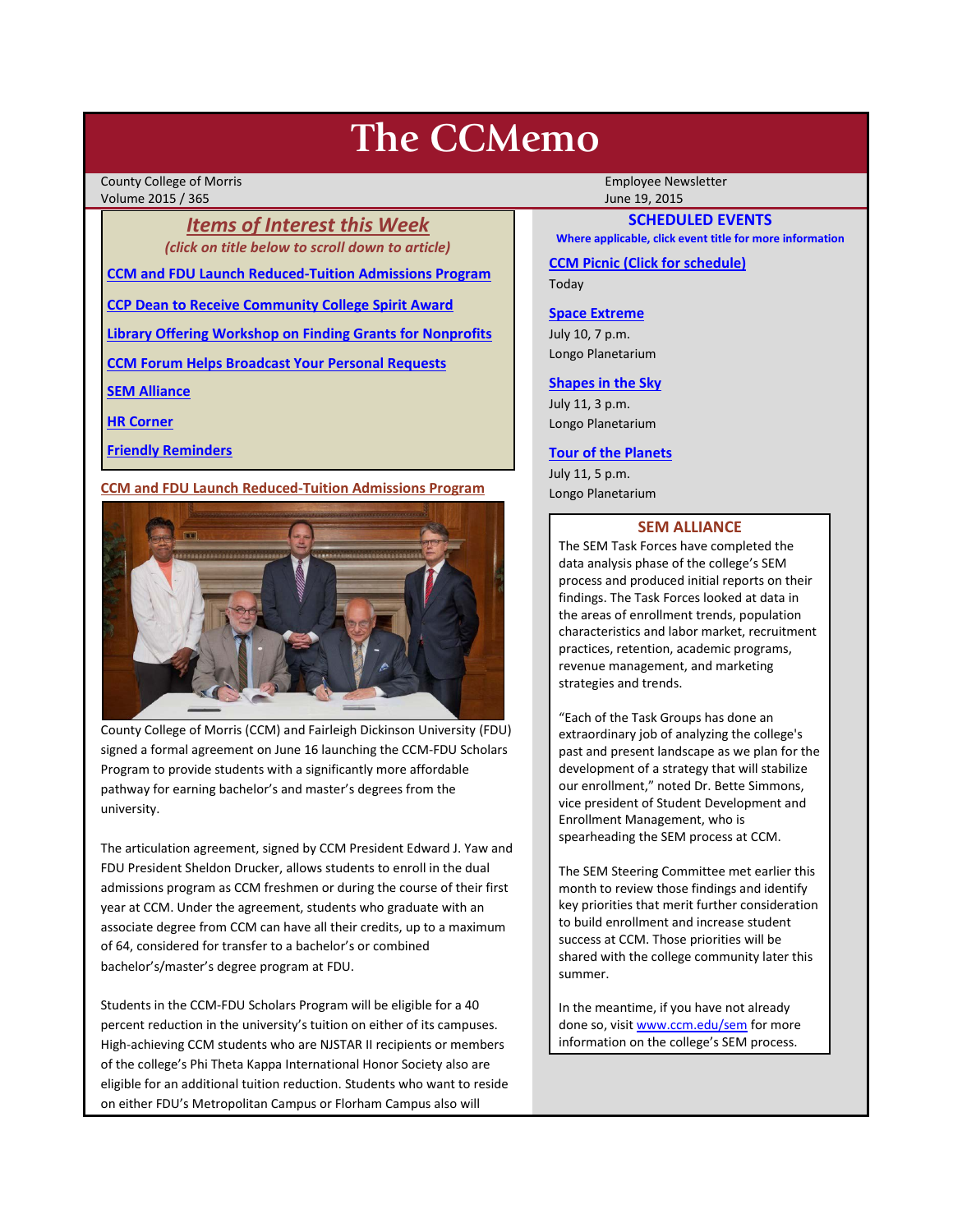# The CCMemo

County College of Morris
Volume 2015 / 365

Employee Newsletter
June 19, 2015

## *Items of Interest this Week*

*(click on title below to scroll down to article)*

**CCM and FDU Launch Reduced-Tuition Admissions Program**

**CCP Dean to Receive Community College Spirit Award**

**Library Offering Workshop on Finding Grants for Nonprofits**

**CCM Forum Helps Broadcast Your Personal Requests**

**SEM Alliance**

**HR Corner**

**Friendly Reminders**

## CCM and FDU Launch Reduced-Tuition Admissions Program

County College of Morris (CCM) and Fairleigh Dickinson University (FDU) signed a formal agreement on June 16 launching the CCM-FDU Scholars Program to provide students with a significantly more affordable pathway for earning bachelor's and master's degrees from the university.

The articulation agreement, signed by CCM President Edward J. Yaw and FDU President Sheldon Drucker, allows students to enroll in the dual admissions program as CCM freshmen or during the course of their first year at CCM. Under the agreement, students who graduate with an associate degree from CCM can have all their credits, up to a maximum of 64, considered for transfer to a bachelor's or combined bachelor's/master's degree program at FDU.

Students in the CCM-FDU Scholars Program will be eligible for a 40 percent reduction in the university's tuition on either of its campuses. High-achieving CCM students who are NJSTAR II recipients or members of the college's Phi Theta Kappa International Honor Society also are eligible for an additional tuition reduction. Students who want to reside on either FDU's Metropolitan Campus or Florham Campus also will

## SCHEDULED EVENTS

**Where applicable, click event title for more information**

**CCM Picnic (Click for schedule)**
Today

**Space Extreme**
July 10, 7 p.m.
Longo Planetarium

**Shapes in the Sky**
July 11, 3 p.m.
Longo Planetarium

**Tour of the Planets**
July 11, 5 p.m.
Longo Planetarium

## SEM ALLIANCE

The SEM Task Forces have completed the data analysis phase of the college's SEM process and produced initial reports on their findings. The Task Forces looked at data in the areas of enrollment trends, population characteristics and labor market, recruitment practices, retention, academic programs, revenue management, and marketing strategies and trends.

"Each of the Task Groups has done an extraordinary job of analyzing the college's past and present landscape as we plan for the development of a strategy that will stabilize our enrollment," noted Dr. Bette Simmons, vice president of Student Development and Enrollment Management, who is spearheading the SEM process at CCM.

The SEM Steering Committee met earlier this month to review those findings and identify key priorities that merit further consideration to build enrollment and increase student success at CCM. Those priorities will be shared with the college community later this summer.

In the meantime, if you have not already done so, visit www.ccm.edu/sem for more information on the college's SEM process.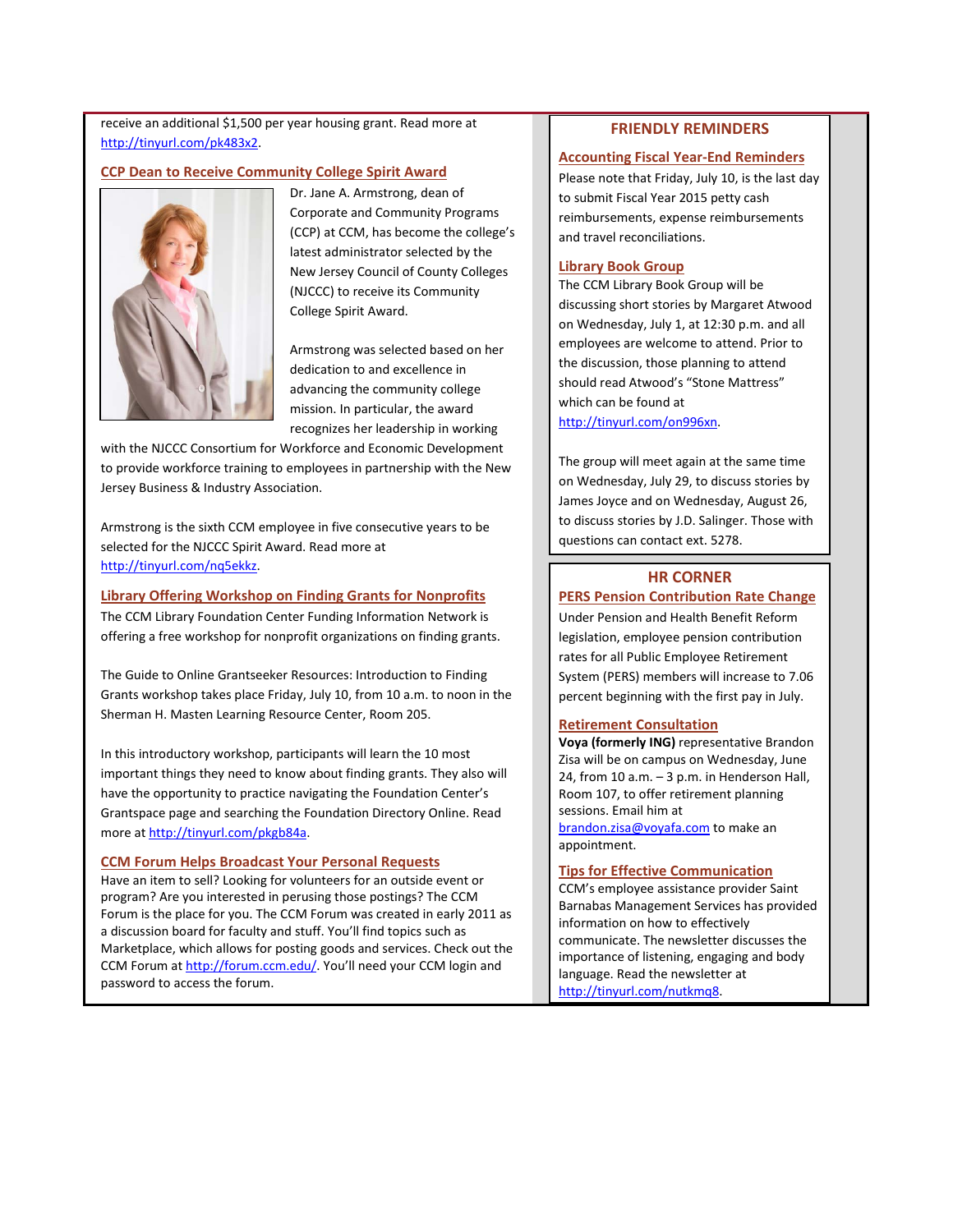receive an additional $1,500 per year housing grant. Read more at http://tinyurl.com/pk483x2.

### CCP Dean to Receive Community College Spirit Award

Dr. Jane A. Armstrong, dean of Corporate and Community Programs (CCP) at CCM, has become the college's latest administrator selected by the New Jersey Council of County Colleges (NJCCC) to receive its Community College Spirit Award.

Armstrong was selected based on her dedication to and excellence in advancing the community college mission. In particular, the award recognizes her leadership in working with the NJCCC Consortium for Workforce and Economic Development to provide workforce training to employees in partnership with the New Jersey Business & Industry Association.

Armstrong is the sixth CCM employee in five consecutive years to be selected for the NJCCC Spirit Award. Read more at http://tinyurl.com/nq5ekkz.

### Library Offering Workshop on Finding Grants for Nonprofits

The CCM Library Foundation Center Funding Information Network is offering a free workshop for nonprofit organizations on finding grants.

The Guide to Online Grantseeker Resources: Introduction to Finding Grants workshop takes place Friday, July 10, from 10 a.m. to noon in the Sherman H. Masten Learning Resource Center, Room 205.

In this introductory workshop, participants will learn the 10 most important things they need to know about finding grants. They also will have the opportunity to practice navigating the Foundation Center's Grantspace page and searching the Foundation Directory Online. Read more at http://tinyurl.com/pkgb84a.

### CCM Forum Helps Broadcast Your Personal Requests

Have an item to sell? Looking for volunteers for an outside event or program? Are you interested in perusing those postings? The CCM Forum is the place for you. The CCM Forum was created in early 2011 as a discussion board for faculty and stuff. You'll find topics such as Marketplace, which allows for posting goods and services. Check out the CCM Forum at http://forum.ccm.edu/. You'll need your CCM login and password to access the forum.

## FRIENDLY REMINDERS

### Accounting Fiscal Year-End Reminders

Please note that Friday, July 10, is the last day to submit Fiscal Year 2015 petty cash reimbursements, expense reimbursements and travel reconciliations.

### Library Book Group

The CCM Library Book Group will be discussing short stories by Margaret Atwood on Wednesday, July 1, at 12:30 p.m. and all employees are welcome to attend. Prior to the discussion, those planning to attend should read Atwood's "Stone Mattress" which can be found at http://tinyurl.com/on996xn.

The group will meet again at the same time on Wednesday, July 29, to discuss stories by James Joyce and on Wednesday, August 26, to discuss stories by J.D. Salinger. Those with questions can contact ext. 5278.

## HR CORNER

### PERS Pension Contribution Rate Change

Under Pension and Health Benefit Reform legislation, employee pension contribution rates for all Public Employee Retirement System (PERS) members will increase to 7.06 percent beginning with the first pay in July.

### Retirement Consultation

**Voya (formerly ING)** representative Brandon Zisa will be on campus on Wednesday, June 24, from 10 a.m. – 3 p.m. in Henderson Hall, Room 107, to offer retirement planning sessions. Email him at brandon.zisa@voyafa.com to make an appointment.

### Tips for Effective Communication

CCM's employee assistance provider Saint Barnabas Management Services has provided information on how to effectively communicate. The newsletter discusses the importance of listening, engaging and body language. Read the newsletter at http://tinyurl.com/nutkmq8.